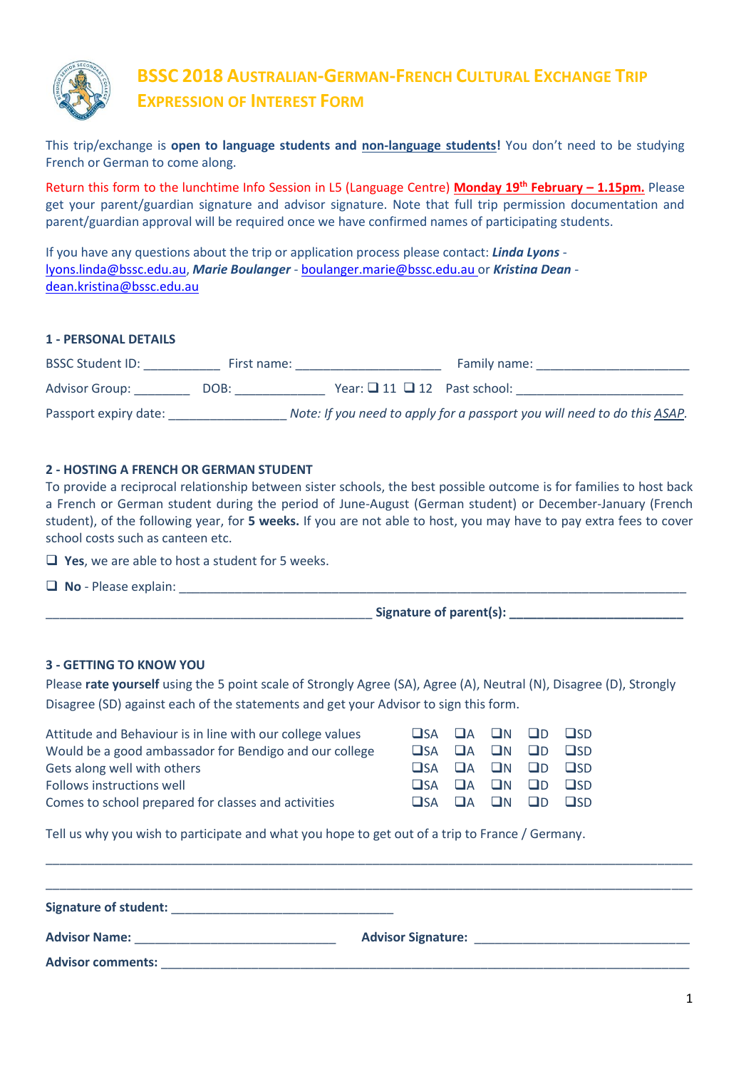# BSSC 2018 Australian-German-French Cultural Exchange Trip Expression of Interest Form

This trip/exchange is **open to language students and non-language students!** You don't need to be studying French or German to come along.

Return this form to the lunchtime Info Session in L5 (Language Centre) **Monday 19th February – 1.15pm.** Please get your parent/guardian signature and advisor signature. Note that full trip permission documentation and parent/guardian approval will be required once we have confirmed names of participating students.

If you have any questions about the trip or application process please contact: ***Linda Lyons*** - lyons.linda@bssc.edu.au, ***Marie Boulanger*** - boulanger.marie@bssc.edu.au or ***Kristina Dean*** - dean.kristina@bssc.edu.au

## 1 - PERSONAL DETAILS

BSSC Student ID: ___________ First name: ______________________ Family name: ______________________

Advisor Group: ________ DOB: _____________ Year: ❑ 11 ❑ 12 Past school: ________________________

Passport expiry date: _________________ *Note: If you need to apply for a passport you will need to do this ASAP.*

## 2 - HOSTING A FRENCH OR GERMAN STUDENT

To provide a reciprocal relationship between sister schools, the best possible outcome is for families to host back a French or German student during the period of June-August (German student) or December-January (French student), of the following year, for **5 weeks.** If you are not able to host, you may have to pay extra fees to cover school costs such as canteen etc.

❑ **Yes**, we are able to host a student for 5 weeks.

❑ **No** - Please explain: ________________________________________________________________________

________________________________________________ **Signature of parent(s):** _________________________

## 3 - GETTING TO KNOW YOU

Please **rate yourself** using the 5 point scale of Strongly Agree (SA), Agree (A), Neutral (N), Disagree (D), Strongly Disagree (SD) against each of the statements and get your Advisor to sign this form.

| Statement | SA | A | N | D | SD |
|---|---|---|---|---|---|
| Attitude and Behaviour is in line with our college values | ❑ | ❑ | ❑ | ❑ | ❑ |
| Would be a good ambassador for Bendigo and our college | ❑ | ❑ | ❑ | ❑ | ❑ |
| Gets along well with others | ❑ | ❑ | ❑ | ❑ | ❑ |
| Follows instructions well | ❑ | ❑ | ❑ | ❑ | ❑ |
| Comes to school prepared for classes and activities | ❑ | ❑ | ❑ | ❑ | ❑ |

Tell us why you wish to participate and what you hope to get out of a trip to France / Germany.

__________________________________________________________________________________________

__________________________________________________________________________________________

**Signature of student:** ________________________________

**Advisor Name:** _____________________________ **Advisor Signature:** _______________________________

**Advisor comments:** _________________________________________________________________________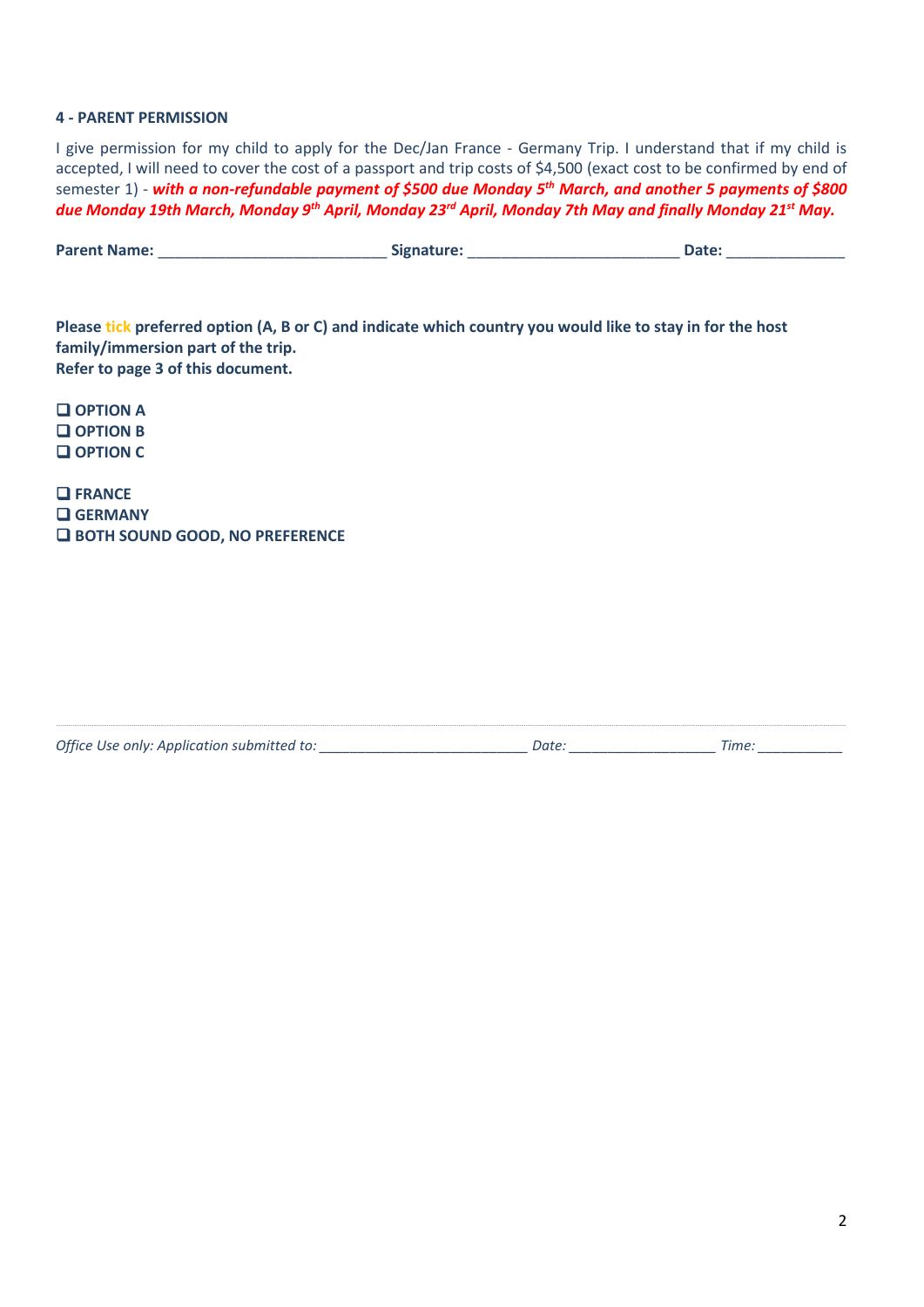#### 4 - PARENT PERMISSION

I give permission for my child to apply for the Dec/Jan France - Germany Trip. I understand that if my child is accepted, I will need to cover the cost of a passport and trip costs of $4,500 (exact cost to be confirmed by end of semester 1) - ***with a non-refundable payment of $500 due Monday 5th March, and another 5 payments of $800 due Monday 19th March, Monday 9th April, Monday 23rd April, Monday 7th May and finally Monday 21st May.***

**Parent Name:** ___________________________ **Signature:** _________________________ **Date:** ______________

**Please tick preferred option (A, B or C) and indicate which country you would like to stay in for the host family/immersion part of the trip.**
**Refer to page 3 of this document.**

- ❑ **OPTION A**
- ❑ **OPTION B**
- ❑ **OPTION C**

- ❑ **FRANCE**
- ❑ **GERMANY**
- ❑ **BOTH SOUND GOOD, NO PREFERENCE**

---

*Office Use only: Application submitted to:* ___________________________ *Date:* ___________________ *Time:* ___________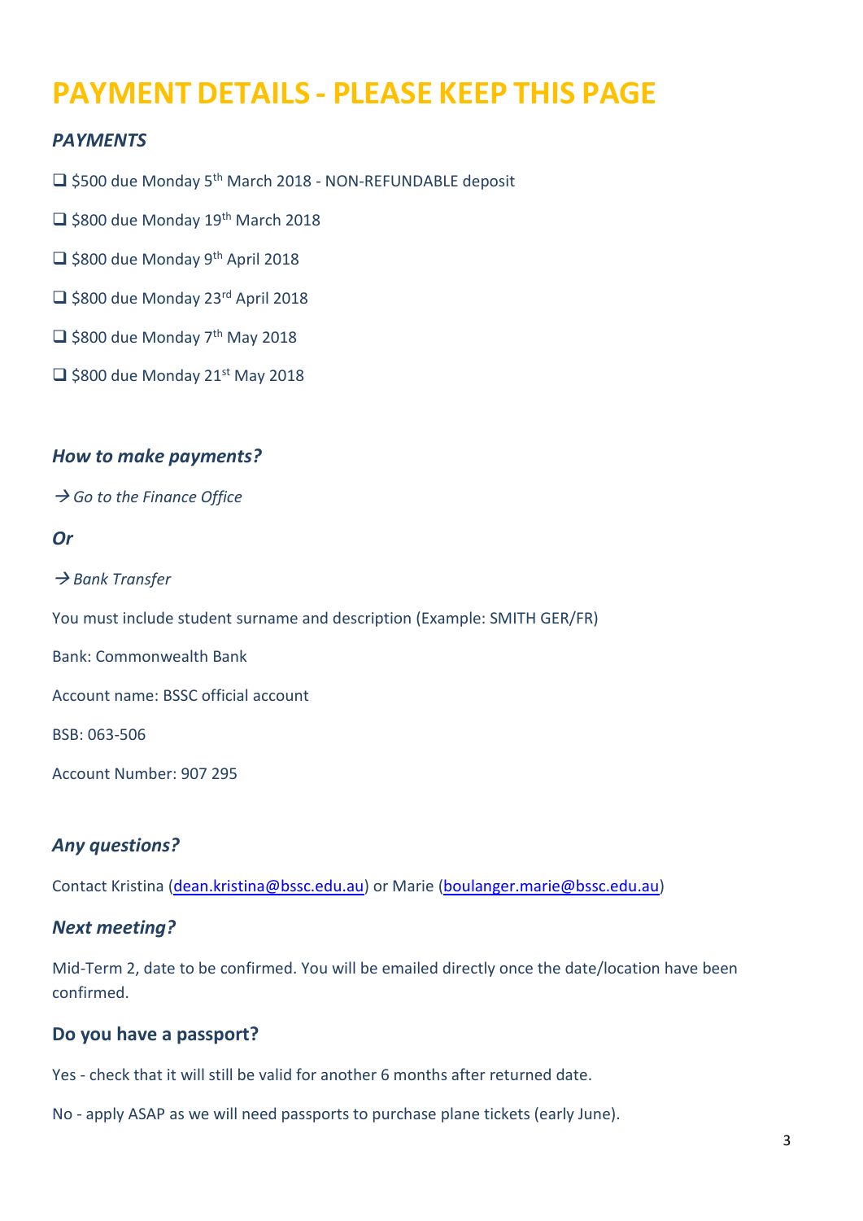# PAYMENT DETAILS - PLEASE KEEP THIS PAGE

### *PAYMENTS*

- ❑ $500 due Monday 5th March 2018 - NON-REFUNDABLE deposit
- ❑ $800 due Monday 19th March 2018
- ❑ $800 due Monday 9th April 2018
- ❑ $800 due Monday 23rd April 2018
- ❑ $800 due Monday 7th May 2018
- ❑ $800 due Monday 21st May 2018

### *How to make payments?*

→ *Go to the Finance Office*

### *Or*

→ *Bank Transfer*

You must include student surname and description (Example: SMITH GER/FR)

Bank: Commonwealth Bank

Account name: BSSC official account

BSB: 063-506

Account Number: 907 295

### *Any questions?*

Contact Kristina (dean.kristina@bssc.edu.au) or Marie (boulanger.marie@bssc.edu.au)

### *Next meeting?*

Mid-Term 2, date to be confirmed. You will be emailed directly once the date/location have been confirmed.

### Do you have a passport?

Yes - check that it will still be valid for another 6 months after returned date.

No - apply ASAP as we will need passports to purchase plane tickets (early June).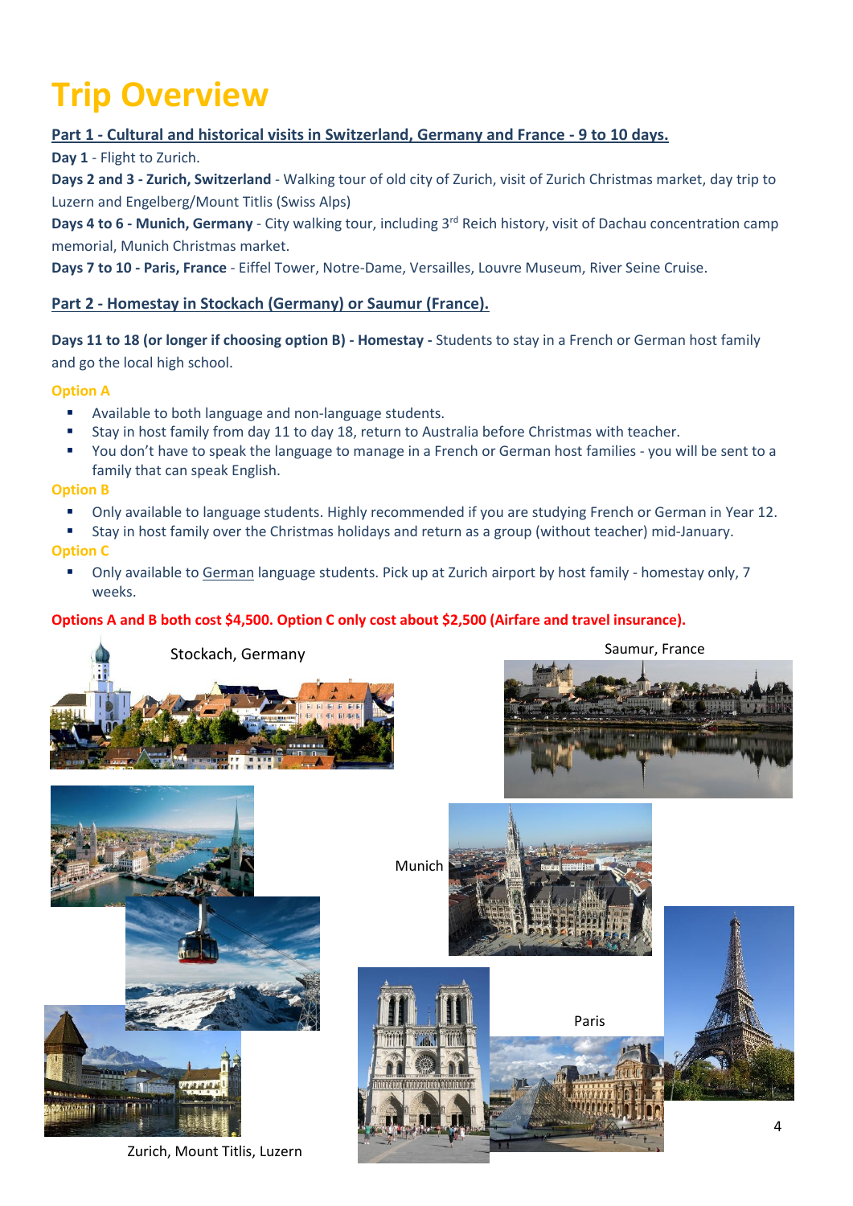# Trip Overview

**Part 1 - Cultural and historical visits in Switzerland, Germany and France - 9 to 10 days.**

**Day 1** - Flight to Zurich.

**Days 2 and 3 - Zurich, Switzerland** - Walking tour of old city of Zurich, visit of Zurich Christmas market, day trip to Luzern and Engelberg/Mount Titlis (Swiss Alps)

**Days 4 to 6 - Munich, Germany** - City walking tour, including 3rd Reich history, visit of Dachau concentration camp memorial, Munich Christmas market.

**Days 7 to 10 - Paris, France** - Eiffel Tower, Notre-Dame, Versailles, Louvre Museum, River Seine Cruise.

**Part 2 - Homestay in Stockach (Germany) or Saumur (France).**

**Days 11 to 18 (or longer if choosing option B) - Homestay -** Students to stay in a French or German host family and go the local high school.

**Option A**

- Available to both language and non-language students.
- Stay in host family from day 11 to day 18, return to Australia before Christmas with teacher.
- You don't have to speak the language to manage in a French or German host families - you will be sent to a family that can speak English.

**Option B**

- Only available to language students. Highly recommended if you are studying French or German in Year 12.
- Stay in host family over the Christmas holidays and return as a group (without teacher) mid-January.

**Option C**

- Only available to German language students. Pick up at Zurich airport by host family - homestay only, 7 weeks.

**Options A and B both cost $4,500. Option C only cost about $2,500 (Airfare and travel insurance).**

Stockach, Germany

Saumur, France

Munich

Paris

Zurich, Mount Titlis, Luzern